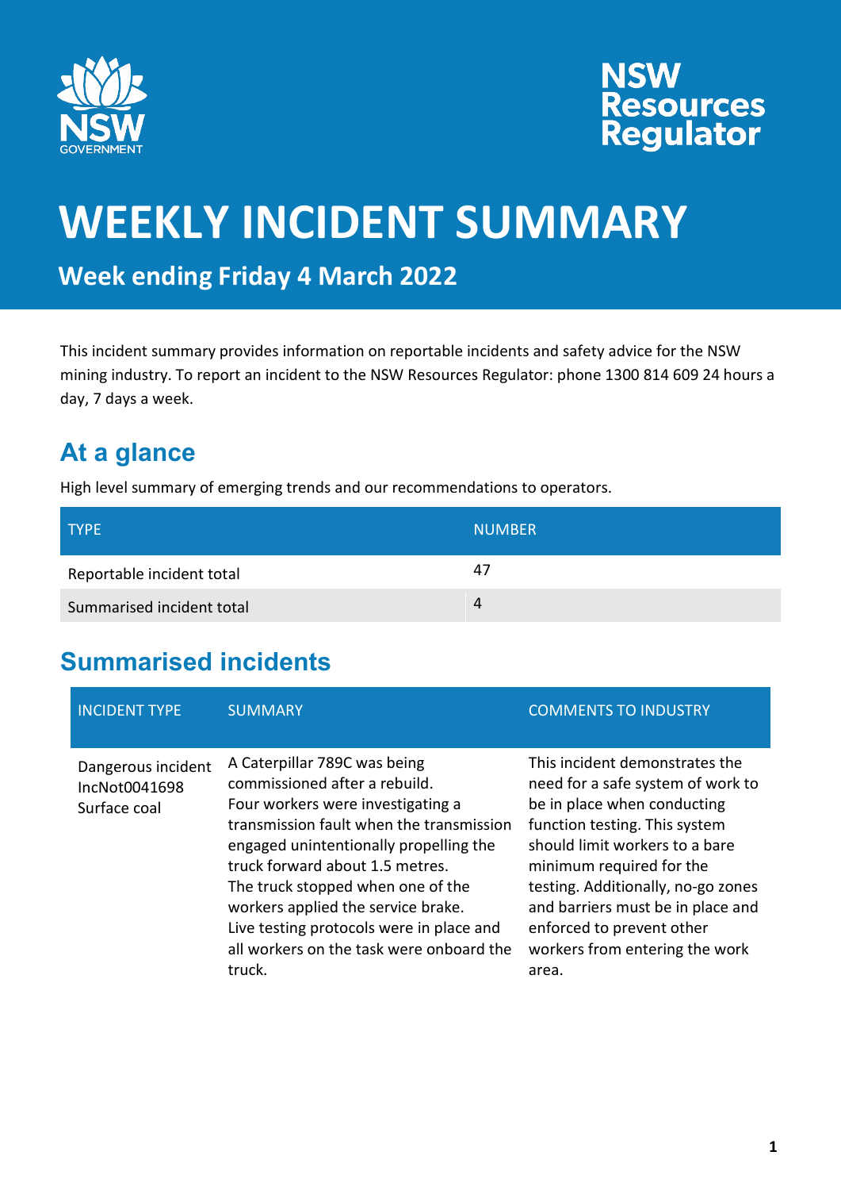# WEEKLY INCIDENT SUMMARY

## Week ending Friday 4 March 2022

This incident summary provides information on reportable incidents and safety advice for the NSW mining industry. To report an incident to the NSW Resources Regulator: phone 1300 814 609 24 hours a day, 7 days a week.

## At a glance

High level summary of emerging trends and our recommendations to operators.

| TYPE | NUMBER |
|---|---|
| Reportable incident total | 47 |
| Summarised incident total | 4 |

## Summarised incidents

| INCIDENT TYPE | SUMMARY | COMMENTS TO INDUSTRY |
|---|---|---|
| Dangerous incident<br>IncNot0041698<br>Surface coal | A Caterpillar 789C was being commissioned after a rebuild.<br>Four workers were investigating a transmission fault when the transmission engaged unintentionally propelling the truck forward about 1.5 metres.<br>The truck stopped when one of the workers applied the service brake.<br>Live testing protocols were in place and all workers on the task were onboard the truck. | This incident demonstrates the need for a safe system of work to be in place when conducting function testing. This system should limit workers to a bare minimum required for the testing. Additionally, no-go zones and barriers must be in place and enforced to prevent other workers from entering the work area. |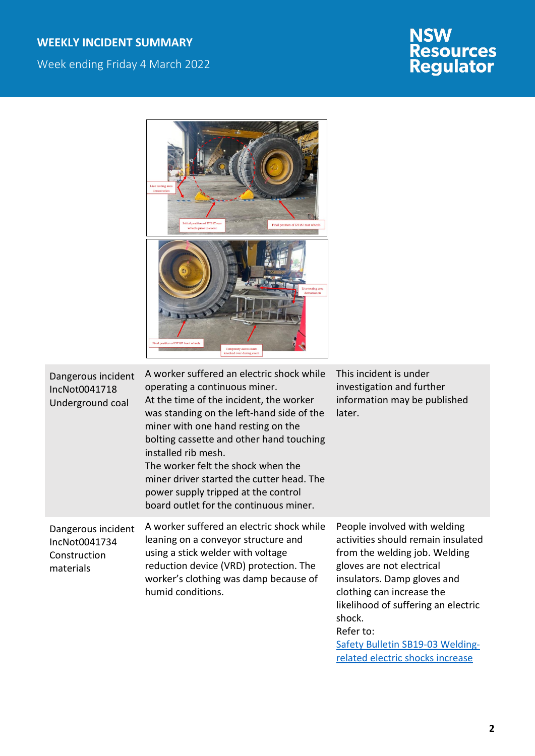| | | |
|---|---|---|
| Dangerous incident IncNot0041718 Underground coal | A worker suffered an electric shock while operating a continuous miner. At the time of the incident, the worker was standing on the left-hand side of the miner with one hand resting on the bolting cassette and other hand touching installed rib mesh. The worker felt the shock when the miner driver started the cutter head. The power supply tripped at the control board outlet for the continuous miner. | This incident is under investigation and further information may be published later. |
| Dangerous incident IncNot0041734 Construction materials | A worker suffered an electric shock while leaning on a conveyor structure and using a stick welder with voltage reduction device (VRD) protection. The worker's clothing was damp because of humid conditions. | People involved with welding activities should remain insulated from the welding job. Welding gloves are not electrical insulators. Damp gloves and clothing can increase the likelihood of suffering an electric shock. Refer to: [Safety Bulletin SB19-03 Welding-related electric shocks increase]() |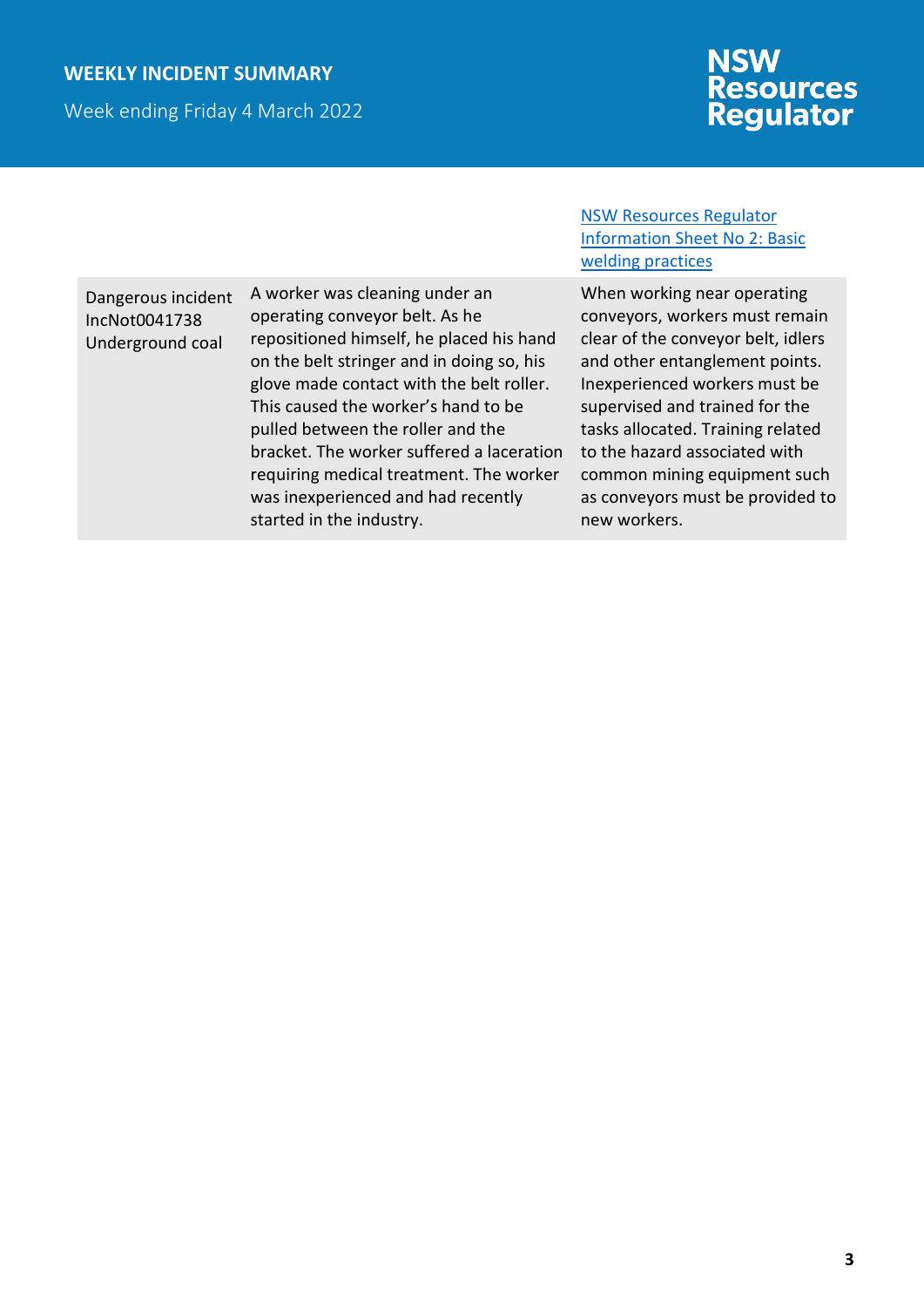| | | [NSW Resources Regulator Information Sheet No 2: Basic welding practices] |
|---|---|---|
| Dangerous incident IncNot0041738 Underground coal | A worker was cleaning under an operating conveyor belt. As he repositioned himself, he placed his hand on the belt stringer and in doing so, his glove made contact with the belt roller. This caused the worker's hand to be pulled between the roller and the bracket. The worker suffered a laceration requiring medical treatment. The worker was inexperienced and had recently started in the industry. | When working near operating conveyors, workers must remain clear of the conveyor belt, idlers and other entanglement points. Inexperienced workers must be supervised and trained for the tasks allocated. Training related to the hazard associated with common mining equipment such as conveyors must be provided to new workers. |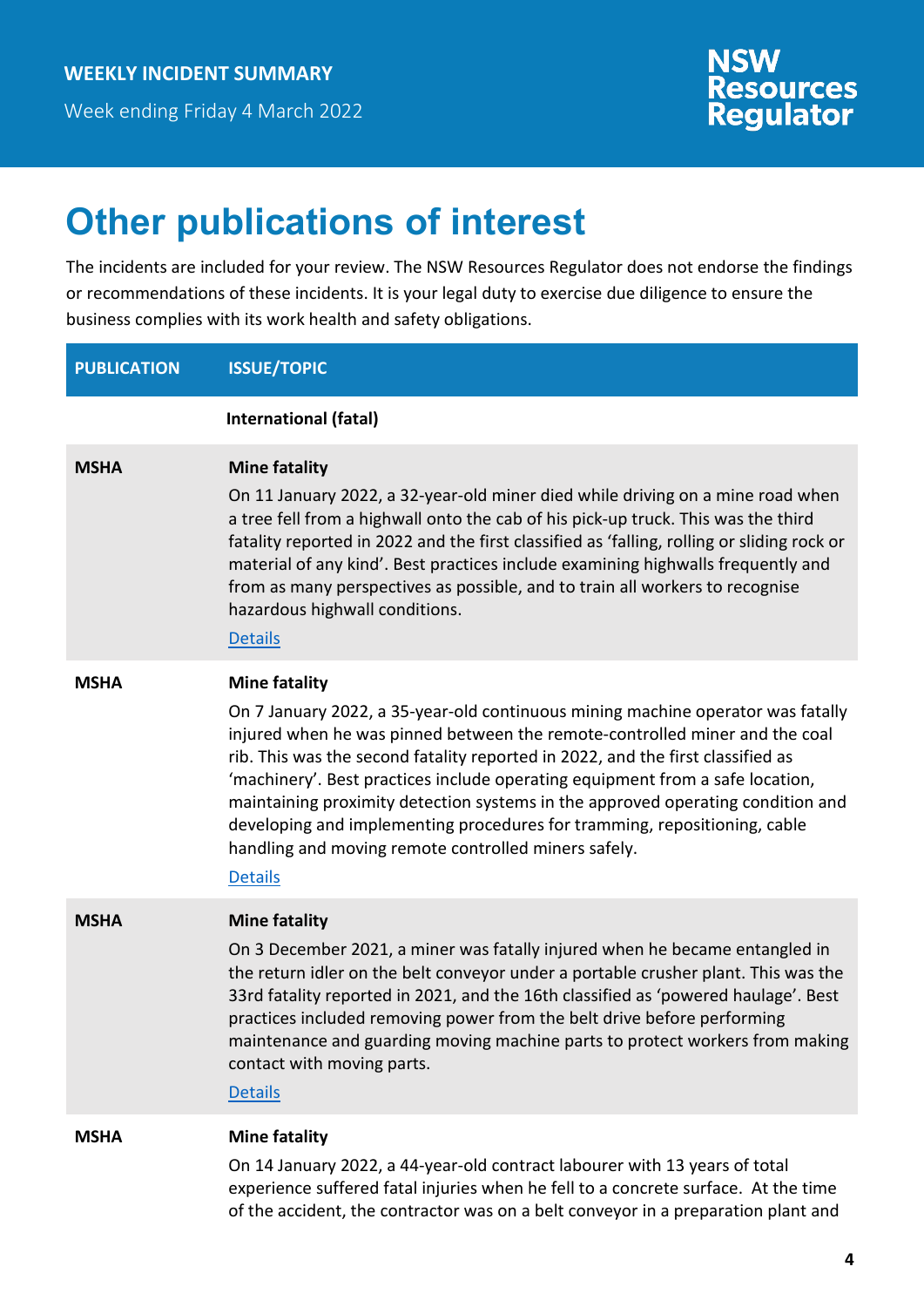# Other publications of interest

The incidents are included for your review. The NSW Resources Regulator does not endorse the findings or recommendations of these incidents. It is your legal duty to exercise due diligence to ensure the business complies with its work health and safety obligations.

| PUBLICATION | ISSUE/TOPIC |
|---|---|
| | **International (fatal)** |
| **MSHA** | **Mine fatality**<br>On 11 January 2022, a 32-year-old miner died while driving on a mine road when a tree fell from a highwall onto the cab of his pick-up truck. This was the third fatality reported in 2022 and the first classified as 'falling, rolling or sliding rock or material of any kind'. Best practices include examining highwalls frequently and from as many perspectives as possible, and to train all workers to recognise hazardous highwall conditions.<br>[Details] |
| **MSHA** | **Mine fatality**<br>On 7 January 2022, a 35-year-old continuous mining machine operator was fatally injured when he was pinned between the remote-controlled miner and the coal rib. This was the second fatality reported in 2022, and the first classified as 'machinery'. Best practices include operating equipment from a safe location, maintaining proximity detection systems in the approved operating condition and developing and implementing procedures for tramming, repositioning, cable handling and moving remote controlled miners safely.<br>[Details] |
| **MSHA** | **Mine fatality**<br>On 3 December 2021, a miner was fatally injured when he became entangled in the return idler on the belt conveyor under a portable crusher plant. This was the 33rd fatality reported in 2021, and the 16th classified as 'powered haulage'. Best practices included removing power from the belt drive before performing maintenance and guarding moving machine parts to protect workers from making contact with moving parts.<br>[Details] |
| **MSHA** | **Mine fatality**<br>On 14 January 2022, a 44-year-old contract labourer with 13 years of total experience suffered fatal injuries when he fell to a concrete surface. At the time of the accident, the contractor was on a belt conveyor in a preparation plant and |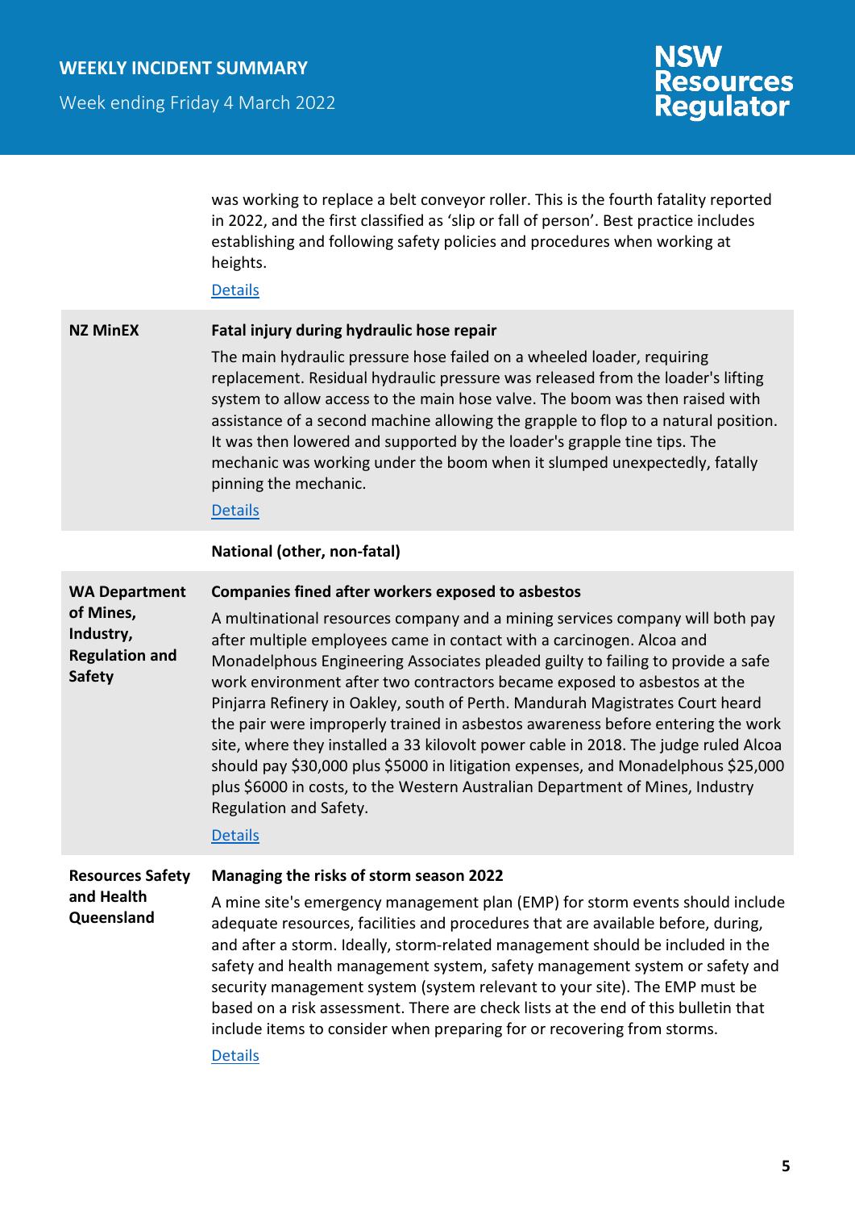was working to replace a belt conveyor roller. This is the fourth fatality reported in 2022, and the first classified as 'slip or fall of person'. Best practice includes establishing and following safety policies and procedures when working at heights.

Details

| | |
|---|---|
| **NZ MinEX** | **Fatal injury during hydraulic hose repair**<br><br>The main hydraulic pressure hose failed on a wheeled loader, requiring replacement. Residual hydraulic pressure was released from the loader's lifting system to allow access to the main hose valve. The boom was then raised with assistance of a second machine allowing the grapple to flop to a natural position. It was then lowered and supported by the loader's grapple tine tips. The mechanic was working under the boom when it slumped unexpectedly, fatally pinning the mechanic.<br><br>Details |
| | **National (other, non-fatal)** |
| **WA Department of Mines, Industry, Regulation and Safety** | **Companies fined after workers exposed to asbestos**<br><br>A multinational resources company and a mining services company will both pay after multiple employees came in contact with a carcinogen. Alcoa and Monadelphous Engineering Associates pleaded guilty to failing to provide a safe work environment after two contractors became exposed to asbestos at the Pinjarra Refinery in Oakley, south of Perth. Mandurah Magistrates Court heard the pair were improperly trained in asbestos awareness before entering the work site, where they installed a 33 kilovolt power cable in 2018. The judge ruled Alcoa should pay $30,000 plus $5000 in litigation expenses, and Monadelphous $25,000 plus $6000 in costs, to the Western Australian Department of Mines, Industry Regulation and Safety.<br><br>Details |
| **Resources Safety and Health Queensland** | **Managing the risks of storm season 2022**<br><br>A mine site's emergency management plan (EMP) for storm events should include adequate resources, facilities and procedures that are available before, during, and after a storm. Ideally, storm-related management should be included in the safety and health management system, safety management system or safety and security management system (system relevant to your site). The EMP must be based on a risk assessment. There are check lists at the end of this bulletin that include items to consider when preparing for or recovering from storms.<br><br>Details |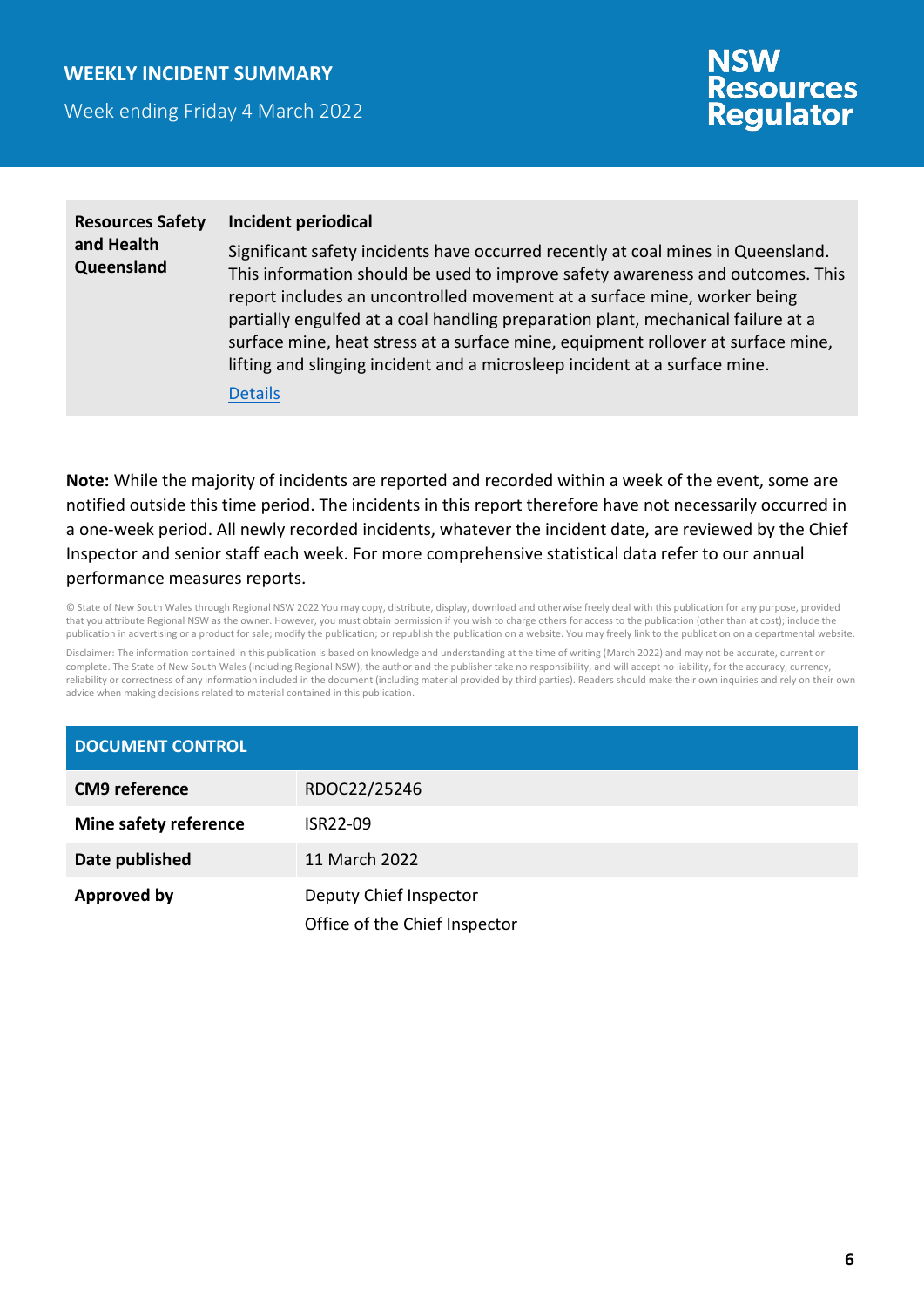| | |
|---|---|
| **Resources Safety and Health Queensland** | **Incident periodical**<br>Significant safety incidents have occurred recently at coal mines in Queensland. This information should be used to improve safety awareness and outcomes. This report includes an uncontrolled movement at a surface mine, worker being partially engulfed at a coal handling preparation plant, mechanical failure at a surface mine, heat stress at a surface mine, equipment rollover at surface mine, lifting and slinging incident and a microsleep incident at a surface mine.<br>Details |

**Note:** While the majority of incidents are reported and recorded within a week of the event, some are notified outside this time period. The incidents in this report therefore have not necessarily occurred in a one-week period. All newly recorded incidents, whatever the incident date, are reviewed by the Chief Inspector and senior staff each week. For more comprehensive statistical data refer to our annual performance measures reports.

© State of New South Wales through Regional NSW 2022 You may copy, distribute, display, download and otherwise freely deal with this publication for any purpose, provided that you attribute Regional NSW as the owner. However, you must obtain permission if you wish to charge others for access to the publication (other than at cost); include the publication in advertising or a product for sale; modify the publication; or republish the publication on a website. You may freely link to the publication on a departmental website.

Disclaimer: The information contained in this publication is based on knowledge and understanding at the time of writing (March 2022) and may not be accurate, current or complete. The State of New South Wales (including Regional NSW), the author and the publisher take no responsibility, and will accept no liability, for the accuracy, currency, reliability or correctness of any information included in the document (including material provided by third parties). Readers should make their own inquiries and rely on their own advice when making decisions related to material contained in this publication.

| DOCUMENT CONTROL | |
|---|---|
| **CM9 reference** | RDOC22/25246 |
| **Mine safety reference** | ISR22-09 |
| **Date published** | 11 March 2022 |
| **Approved by** | Deputy Chief Inspector<br>Office of the Chief Inspector |